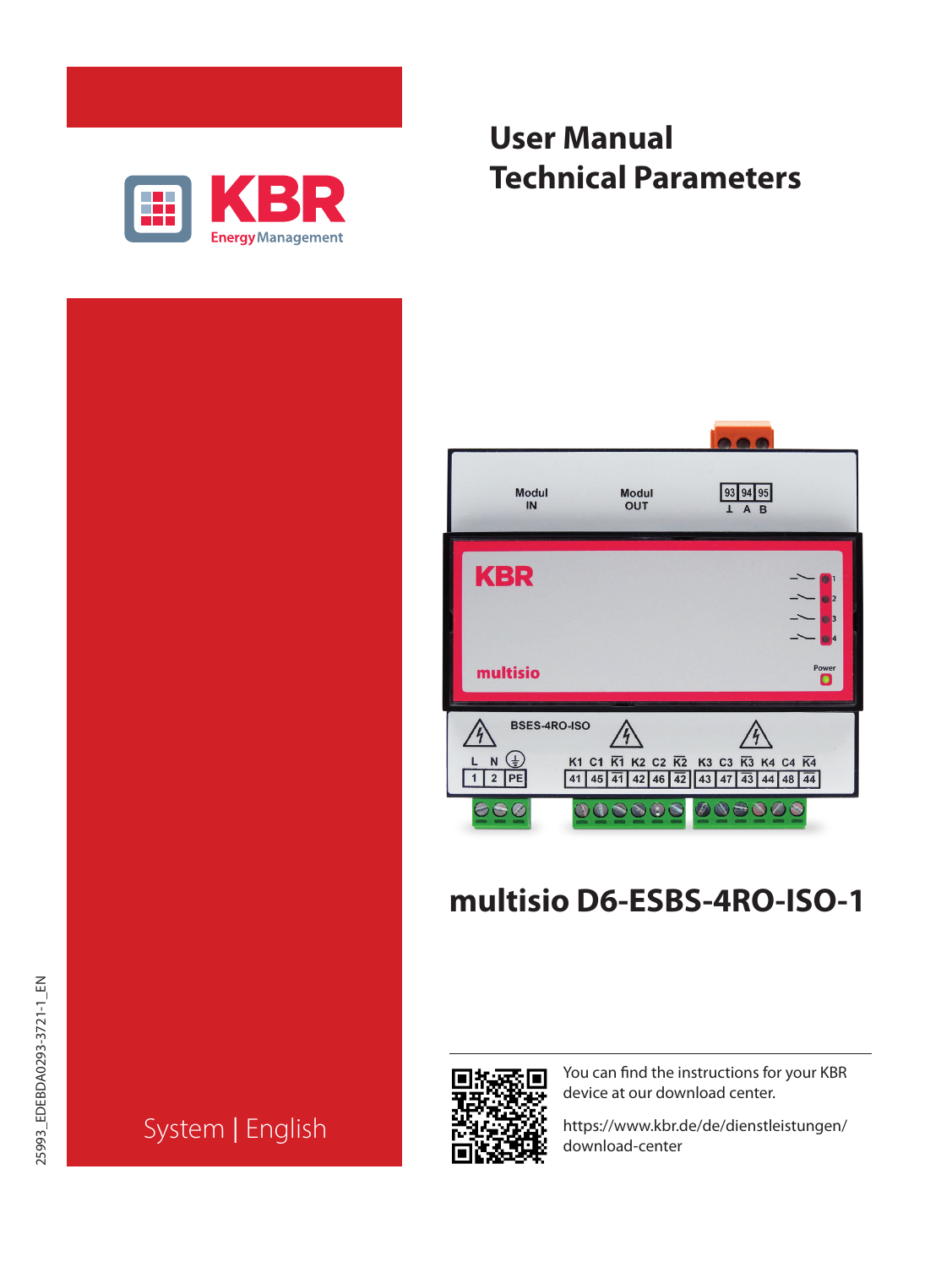# User Manual
# Technical Parameters

KBR Energy Management

# multisio D6-ESBS-4RO-ISO-1

You can find the instructions for your KBR device at our download center.

https://www.kbr.de/de/dienstleistungen/download-center

System | English

25993_EDEBDA0293-3721-1_EN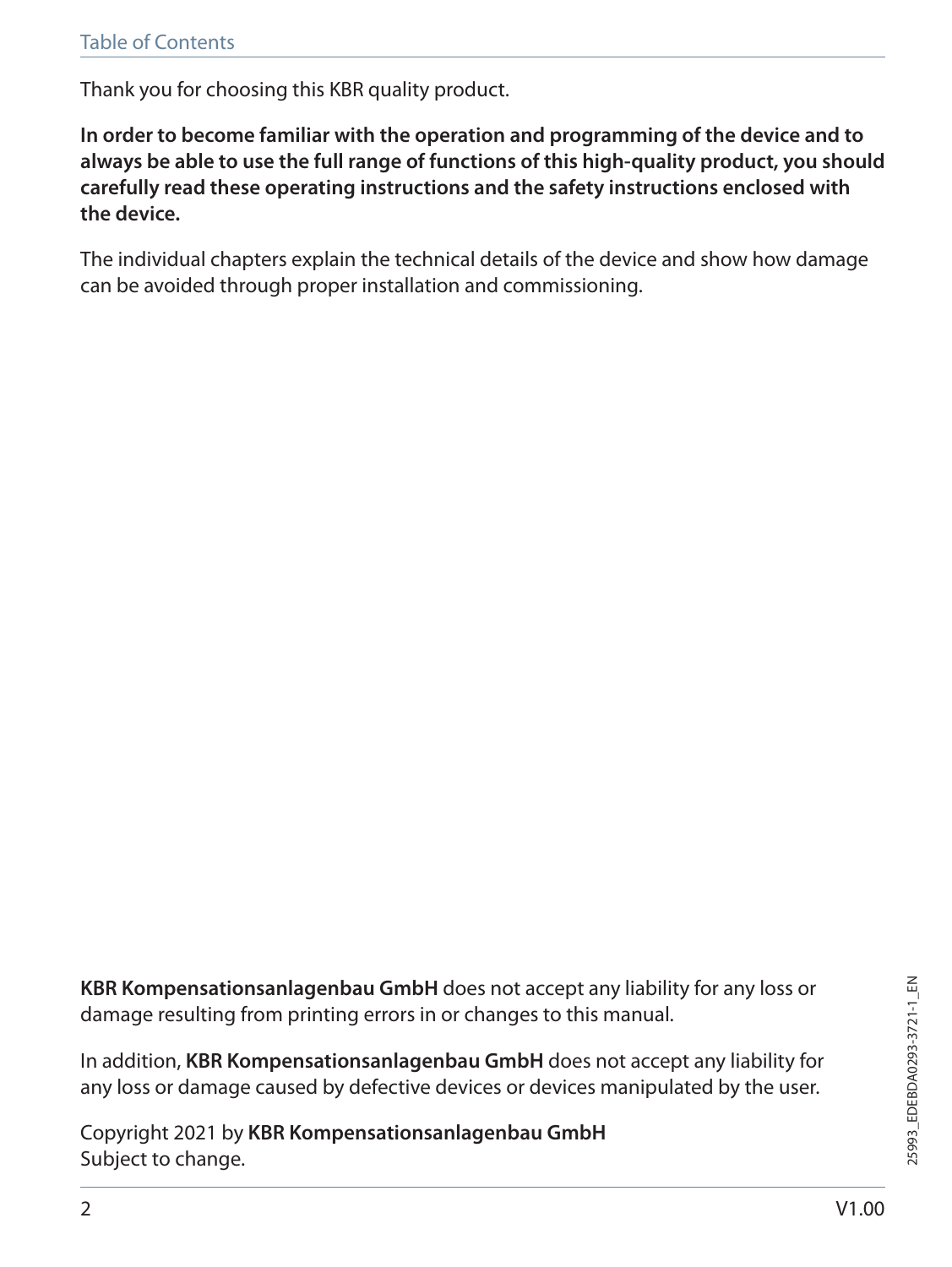Thank you for choosing this KBR quality product.

**In order to become familiar with the operation and programming of the device and to always be able to use the full range of functions of this high-quality product, you should carefully read these operating instructions and the safety instructions enclosed with the device.**

The individual chapters explain the technical details of the device and show how damage can be avoided through proper installation and commissioning.

**KBR Kompensationsanlagenbau GmbH** does not accept any liability for any loss or damage resulting from printing errors in or changes to this manual.

In addition, **KBR Kompensationsanlagenbau GmbH** does not accept any liability for any loss or damage caused by defective devices or devices manipulated by the user.

Copyright 2021 by **KBR Kompensationsanlagenbau GmbH**
Subject to change.

25993_EDEBDA0293-3721-1_EN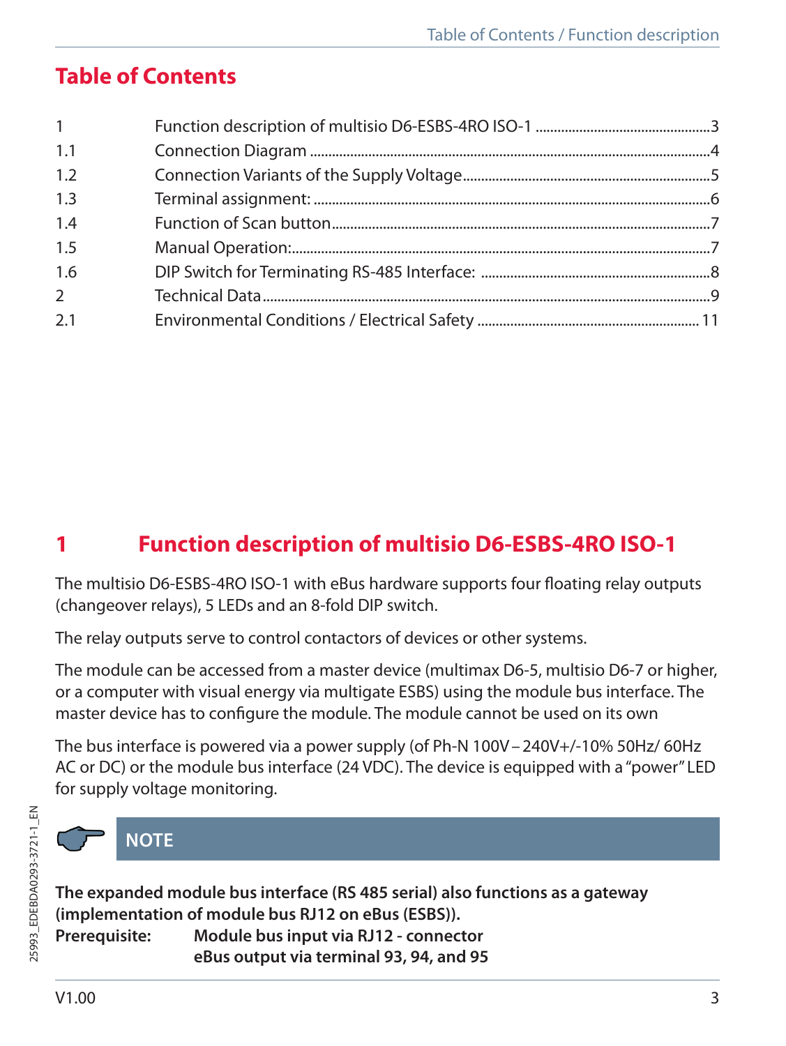# Table of Contents

| | | |
|---|---|---|
| 1 | Function description of multisio D6-ESBS-4RO ISO-1 | 3 |
| 1.1 | Connection Diagram | 4 |
| 1.2 | Connection Variants of the Supply Voltage | 5 |
| 1.3 | Terminal assignment: | 6 |
| 1.4 | Function of Scan button | 7 |
| 1.5 | Manual Operation: | 7 |
| 1.6 | DIP Switch for Terminating RS-485 Interface: | 8 |
| 2 | Technical Data | 9 |
| 2.1 | Environmental Conditions / Electrical Safety | 11 |

# 1 Function description of multisio D6-ESBS-4RO ISO-1

The multisio D6-ESBS-4RO ISO-1 with eBus hardware supports four floating relay outputs (changeover relays), 5 LEDs and an 8-fold DIP switch.

The relay outputs serve to control contactors of devices or other systems.

The module can be accessed from a master device (multimax D6-5, multisio D6-7 or higher, or a computer with visual energy via multigate ESBS) using the module bus interface. The master device has to configure the module. The module cannot be used on its own

The bus interface is powered via a power supply (of Ph-N 100V – 240V+/-10% 50Hz/ 60Hz AC or DC) or the module bus interface (24 VDC). The device is equipped with a "power" LED for supply voltage monitoring.

**NOTE**

**The expanded module bus interface (RS 485 serial) also functions as a gateway (implementation of module bus RJ12 on eBus (ESBS)).**
**Prerequisite: Module bus input via RJ12 - connector**
**eBus output via terminal 93, 94, and 95**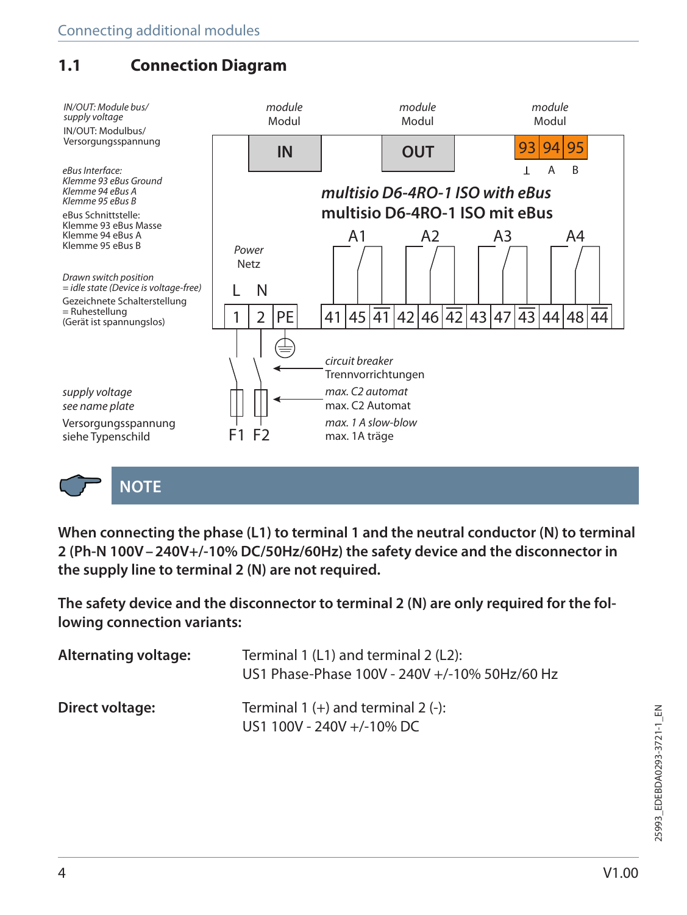## 1.1 Connection Diagram

*IN/OUT: Module bus/ supply voltage*
IN/OUT: Modulbus/ Versorgungsspannung

*eBus Interface:*
*Klemme 93 eBus Ground*
*Klemme 94 eBus A*
*Klemme 95 eBus B*

eBus Schnittstelle:
Klemme 93 eBus Masse
Klemme 94 eBus A
Klemme 95 eBus B

*Drawn switch position = idle state (Device is voltage-free)*
Gezeichnete Schalterstellung = Ruhestellung (Gerät ist spannungslos)

*supply voltage see name plate*
Versorgungsspannung siehe Typenschild

*module* Modul — IN
*module* Modul — OUT
*module* Modul — 93 94 95 (⊥ A B)

***multisio D6-4RO-1 ISO with eBus***
**multisio D6-4RO-1 ISO mit eBus**

*Power* Netz: L N — 1 2 PE

A1: 41 45 $\overline{41}$
A2: 42 46 $\overline{42}$
A3: 43 47 $\overline{43}$
A4: 44 48 $\overline{44}$

*circuit breaker* Trennvorrichtungen
*max. C2 automat* max. C2 Automat
*max. 1 A slow-blow* max. 1A träge

F1 F2

## NOTE

**When connecting the phase (L1) to terminal 1 and the neutral conductor (N) to terminal 2 (Ph-N 100V – 240V+/-10% DC/50Hz/60Hz) the safety device and the disconnector in the supply line to terminal 2 (N) are not required.**

**The safety device and the disconnector to terminal 2 (N) are only required for the following connection variants:**

| | |
|---|---|
| **Alternating voltage:** | Terminal 1 (L1) and terminal 2 (L2): US1 Phase-Phase 100V - 240V +/-10% 50Hz/60 Hz |
| **Direct voltage:** | Terminal 1 (+) and terminal 2 (-): US1 100V - 240V +/-10% DC |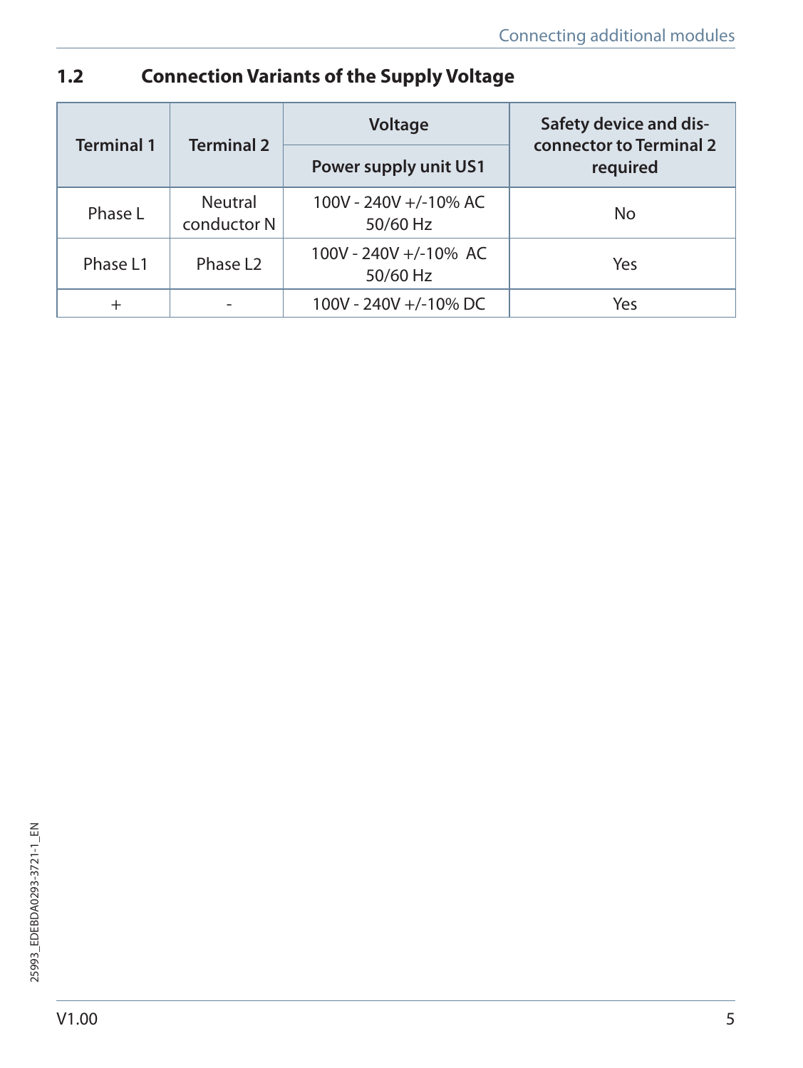## 1.2 Connection Variants of the Supply Voltage

| Terminal 1 | Terminal 2 | Voltage | Safety device and dis-connector to Terminal 2 required |
|---|---|---|---|
| | | Power supply unit US1 | |
| Phase L | Neutral conductor N | 100V - 240V +/-10% AC 50/60 Hz | No |
| Phase L1 | Phase L2 | 100V - 240V +/-10% AC 50/60 Hz | Yes |
| + | - | 100V - 240V +/-10% DC | Yes |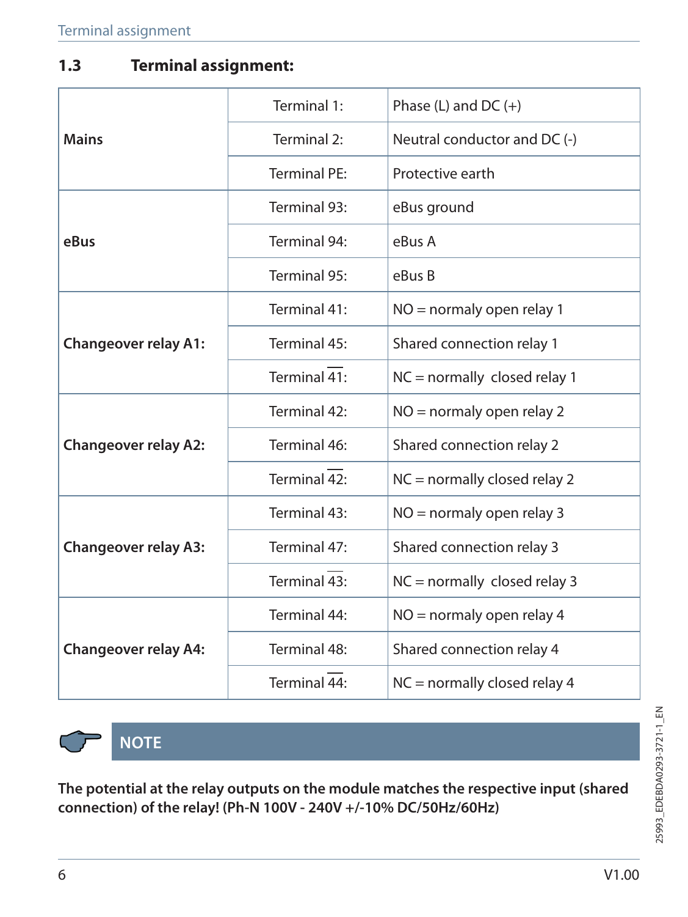## 1.3 Terminal assignment:

| | | |
|---|---|---|
| **Mains** | Terminal 1: | Phase (L) and DC (+) |
| | Terminal 2: | Neutral conductor and DC (-) |
| | Terminal PE: | Protective earth |
| **eBus** | Terminal 93: | eBus ground |
| | Terminal 94: | eBus A |
| | Terminal 95: | eBus B |
| **Changeover relay A1:** | Terminal 41: | NO = normaly open relay 1 |
| | Terminal 45: | Shared connection relay 1 |
| | Terminal $\overline{41}$: | NC = normally closed relay 1 |
| **Changeover relay A2:** | Terminal 42: | NO = normaly open relay 2 |
| | Terminal 46: | Shared connection relay 2 |
| | Terminal $\overline{42}$: | NC = normally closed relay 2 |
| **Changeover relay A3:** | Terminal 43: | NO = normaly open relay 3 |
| | Terminal 47: | Shared connection relay 3 |
| | Terminal $\overline{43}$: | NC = normally closed relay 3 |
| **Changeover relay A4:** | Terminal 44: | NO = normaly open relay 4 |
| | Terminal 48: | Shared connection relay 4 |
| | Terminal $\overline{44}$: | NC = normally closed relay 4 |

**NOTE**

**The potential at the relay outputs on the module matches the respective input (shared connection) of the relay! (Ph-N 100V - 240V +/-10% DC/50Hz/60Hz)**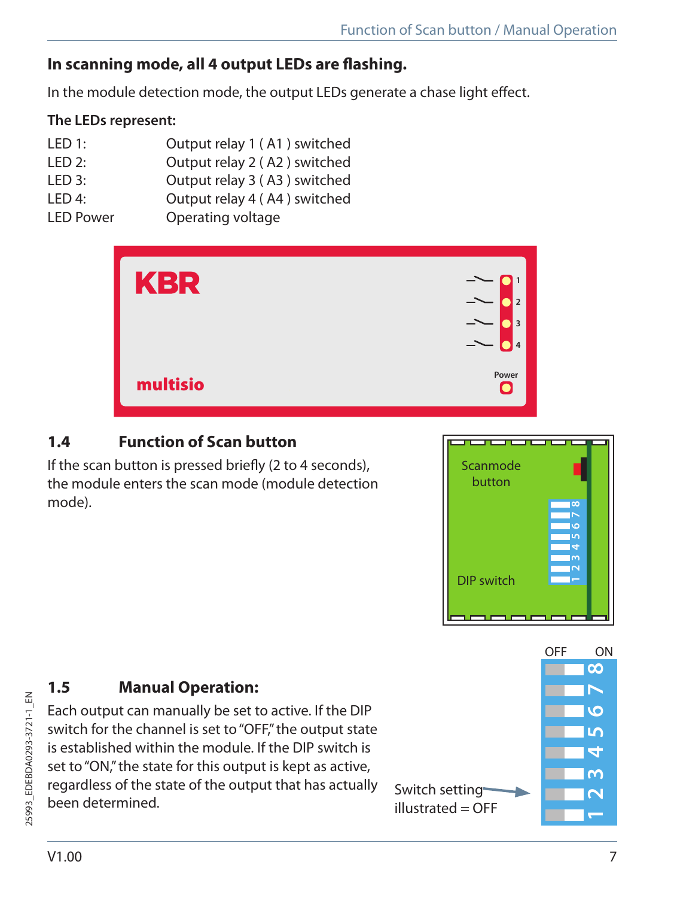**In scanning mode, all 4 output LEDs are flashing.**

In the module detection mode, the output LEDs generate a chase light effect.

**The LEDs represent:**

| | |
|---|---|
| LED 1: | Output relay 1 ( A1 ) switched |
| LED 2: | Output relay 2 ( A2 ) switched |
| LED 3: | Output relay 3 ( A3 ) switched |
| LED 4: | Output relay 4 ( A4 ) switched |
| LED Power | Operating voltage |

KBR

multisio

1 2 3 4

Power

## 1.4 Function of Scan button

If the scan button is pressed briefly (2 to 4 seconds), the module enters the scan mode (module detection mode).

Scanmode button

DIP switch

## 1.5 Manual Operation:

Each output can manually be set to active. If the DIP switch for the channel is set to "OFF," the output state is established within the module. If the DIP switch is set to "ON," the state for this output is kept as active, regardless of the state of the output that has actually been determined.

OFF ON

Switch setting illustrated = OFF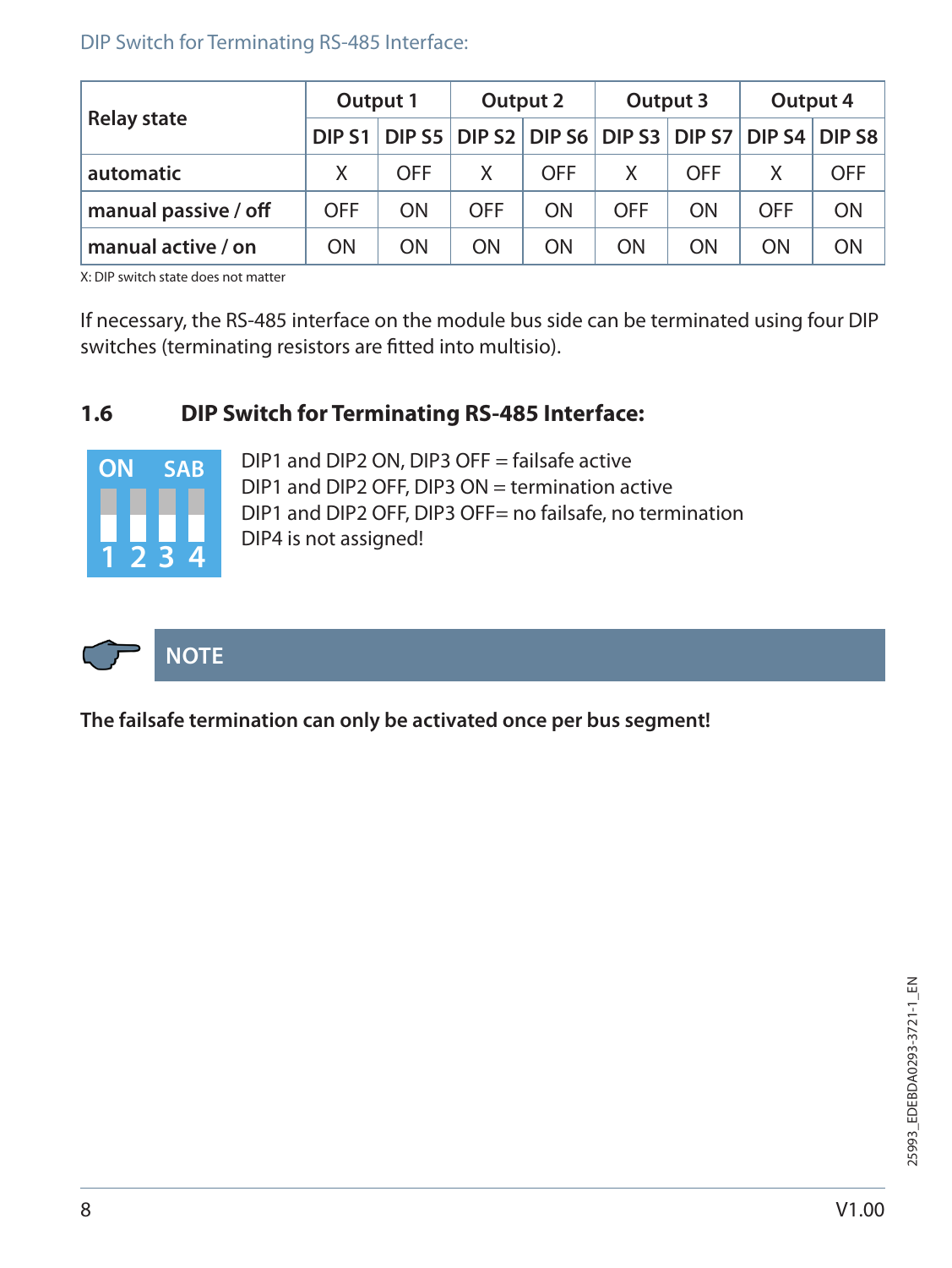DIP Switch for Terminating RS-485 Interface:

| Relay state | Output 1 | | Output 2 | | Output 3 | | Output 4 | |
|---|---|---|---|---|---|---|---|---|
| | DIP S1 | DIP S5 | DIP S2 | DIP S6 | DIP S3 | DIP S7 | DIP S4 | DIP S8 |
| automatic | X | OFF | X | OFF | X | OFF | X | OFF |
| manual passive / off | OFF | ON | OFF | ON | OFF | ON | OFF | ON |
| manual active / on | ON | ON | ON | ON | ON | ON | ON | ON |

X: DIP switch state does not matter

If necessary, the RS-485 interface on the module bus side can be terminated using four DIP switches (terminating resistors are fitted into multisio).

## 1.6 DIP Switch for Terminating RS-485 Interface:

ON SAB
1 2 3 4

DIP1 and DIP2 ON, DIP3 OFF = failsafe active
DIP1 and DIP2 OFF, DIP3 ON = termination active
DIP1 and DIP2 OFF, DIP3 OFF= no failsafe, no termination
DIP4 is not assigned!

**NOTE**

**The failsafe termination can only be activated once per bus segment!**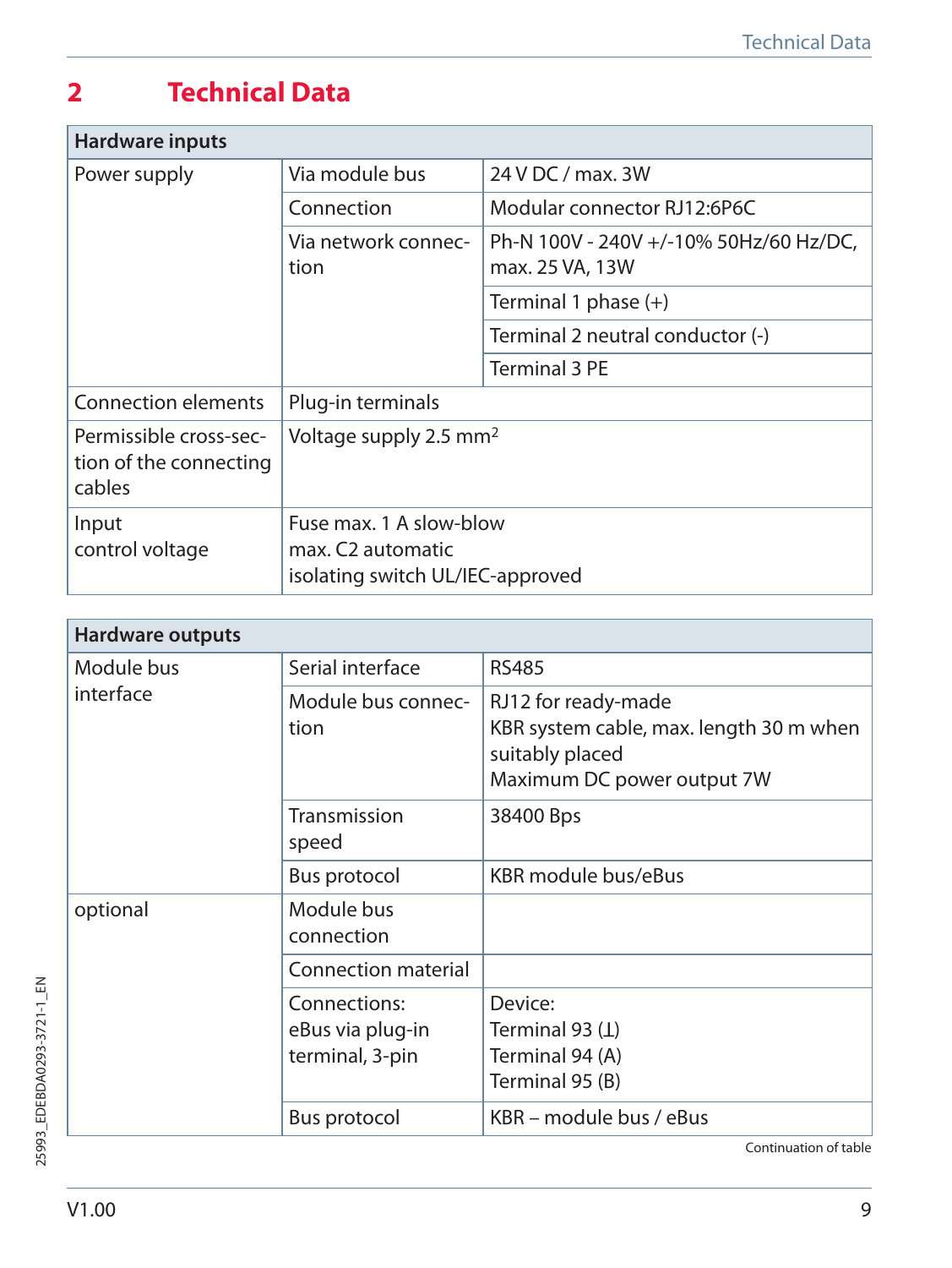# 2 Technical Data

| Hardware inputs | | |
|---|---|---|
| Power supply | Via module bus | 24 V DC / max. 3W |
| | Connection | Modular connector RJ12:6P6C |
| | Via network connection | Ph-N 100V - 240V +/-10% 50Hz/60 Hz/DC, max. 25 VA, 13W |
| | | Terminal 1 phase (+) |
| | | Terminal 2 neutral conductor (-) |
| | | Terminal 3 PE |
| Connection elements | Plug-in terminals | |
| Permissible cross-section of the connecting cables | Voltage supply 2.5 mm$^2$ | |
| Input control voltage | Fuse max. 1 A slow-blow<br>max. C2 automatic<br>isolating switch UL/IEC-approved | |

| Hardware outputs | | |
|---|---|---|
| Module bus interface | Serial interface | RS485 |
| | Module bus connection | RJ12 for ready-made KBR system cable, max. length 30 m when suitably placed<br>Maximum DC power output 7W |
| | Transmission speed | 38400 Bps |
| | Bus protocol | KBR module bus/eBus |
| optional | Module bus connection | |
| | Connection material | |
| | Connections:<br>eBus via plug-in terminal, 3-pin | Device:<br>Terminal 93 (⊥)<br>Terminal 94 (A)<br>Terminal 95 (B) |
| | Bus protocol | KBR – module bus / eBus |

Continuation of table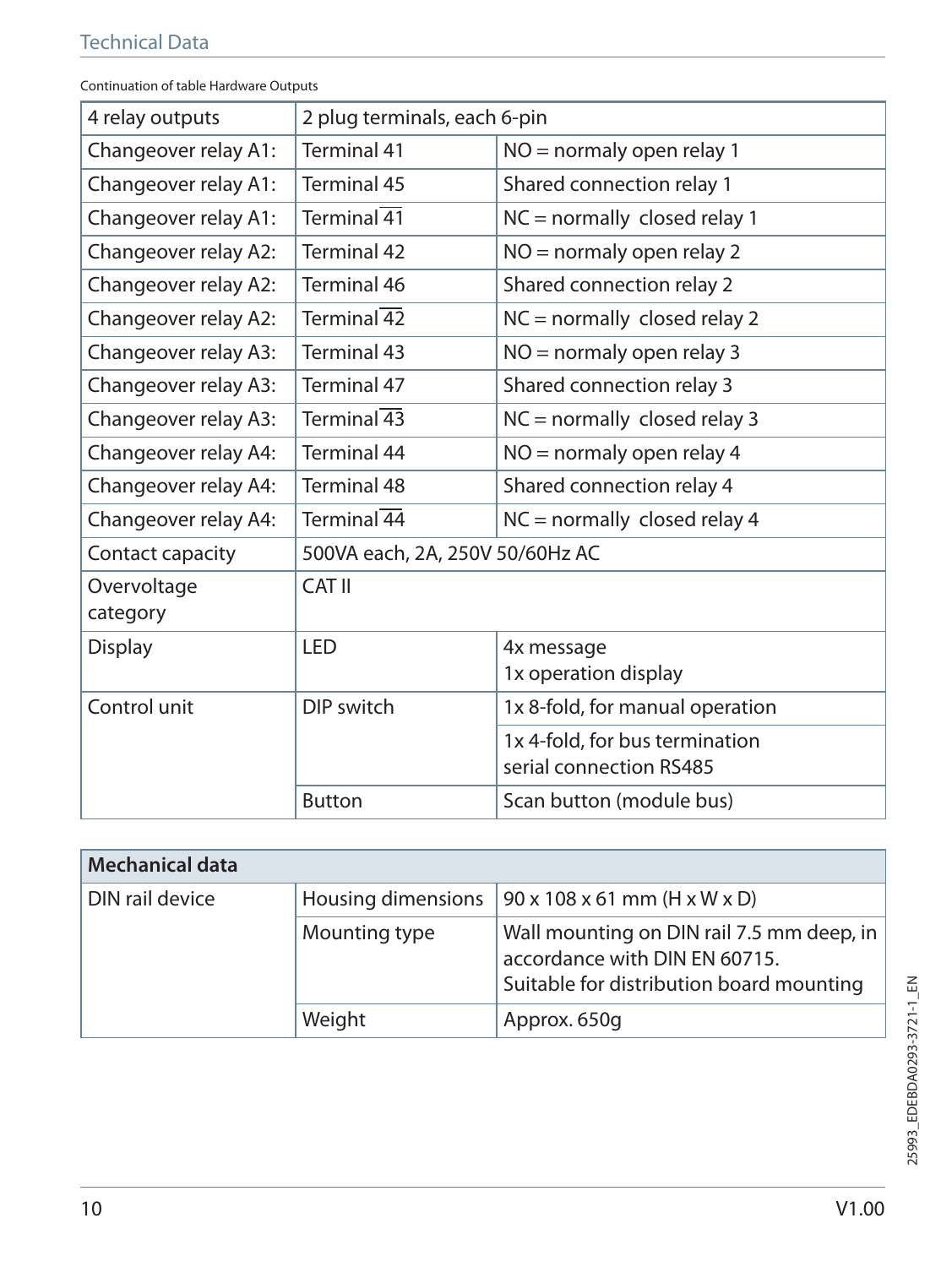Continuation of table Hardware Outputs

| 4 relay outputs | 2 plug terminals, each 6-pin | |
|---|---|---|
| Changeover relay A1: | Terminal 41 | NO = normaly open relay 1 |
| Changeover relay A1: | Terminal 45 | Shared connection relay 1 |
| Changeover relay A1: | Terminal $\overline{41}$ | NC = normally closed relay 1 |
| Changeover relay A2: | Terminal 42 | NO = normaly open relay 2 |
| Changeover relay A2: | Terminal 46 | Shared connection relay 2 |
| Changeover relay A2: | Terminal $\overline{42}$ | NC = normally closed relay 2 |
| Changeover relay A3: | Terminal 43 | NO = normaly open relay 3 |
| Changeover relay A3: | Terminal 47 | Shared connection relay 3 |
| Changeover relay A3: | Terminal $\overline{43}$ | NC = normally closed relay 3 |
| Changeover relay A4: | Terminal 44 | NO = normaly open relay 4 |
| Changeover relay A4: | Terminal 48 | Shared connection relay 4 |
| Changeover relay A4: | Terminal $\overline{44}$ | NC = normally closed relay 4 |
| Contact capacity | 500VA each, 2A, 250V 50/60Hz AC | |
| Overvoltage category | CAT II | |
| Display | LED | 4x message<br>1x operation display |
| Control unit | DIP switch | 1x 8-fold, for manual operation |
| | | 1x 4-fold, for bus termination serial connection RS485 |
| | Button | Scan button (module bus) |

| Mechanical data | | |
|---|---|---|
| DIN rail device | Housing dimensions | 90 x 108 x 61 mm (H x W x D) |
| | Mounting type | Wall mounting on DIN rail 7.5 mm deep, in accordance with DIN EN 60715.<br>Suitable for distribution board mounting |
| | Weight | Approx. 650g |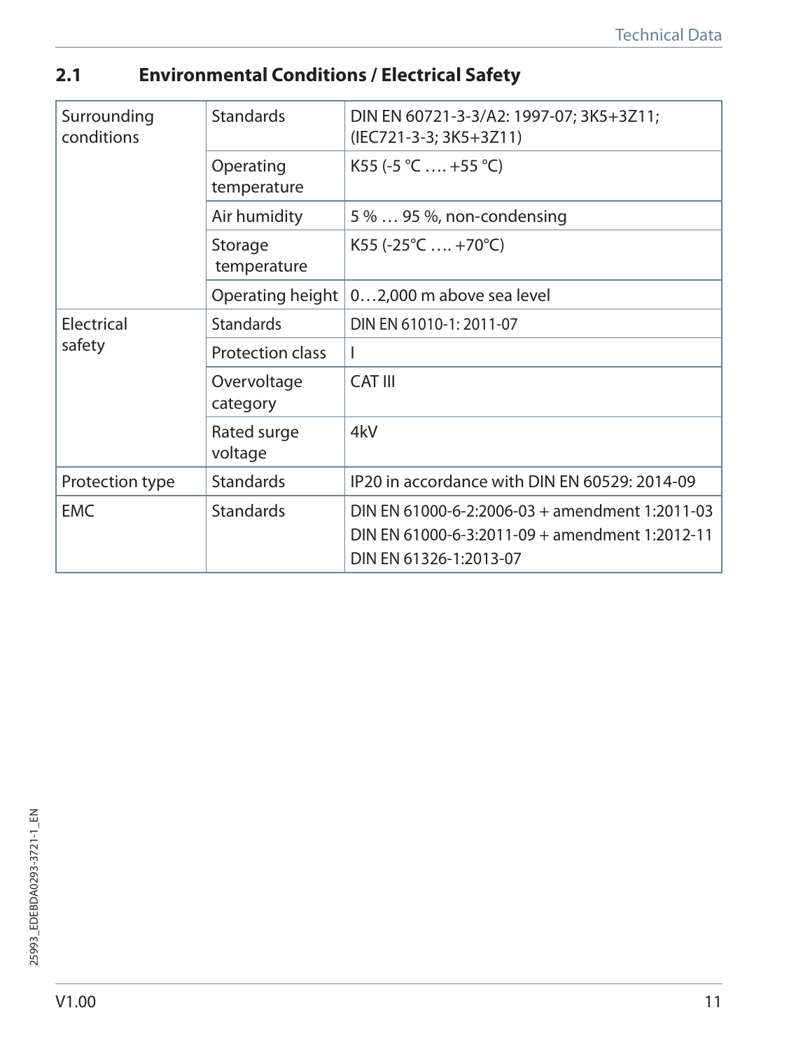## 2.1 Environmental Conditions / Electrical Safety

| | | |
|---|---|---|
| Surrounding conditions | Standards | DIN EN 60721-3-3/A2: 1997-07; 3K5+3Z11; (IEC721-3-3; 3K5+3Z11) |
| | Operating temperature | K55 (-5 °C …. +55 °C) |
| | Air humidity | 5 % … 95 %, non-condensing |
| | Storage temperature | K55 (-25°C …. +70°C) |
| | Operating height | 0…2,000 m above sea level |
| Electrical safety | Standards | DIN EN 61010-1: 2011-07 |
| | Protection class | I |
| | Overvoltage category | CAT III |
| | Rated surge voltage | 4kV |
| Protection type | Standards | IP20 in accordance with DIN EN 60529: 2014-09 |
| EMC | Standards | DIN EN 61000-6-2:2006-03 + amendment 1:2011-03<br>DIN EN 61000-6-3:2011-09 + amendment 1:2012-11<br>DIN EN 61326-1:2013-07 |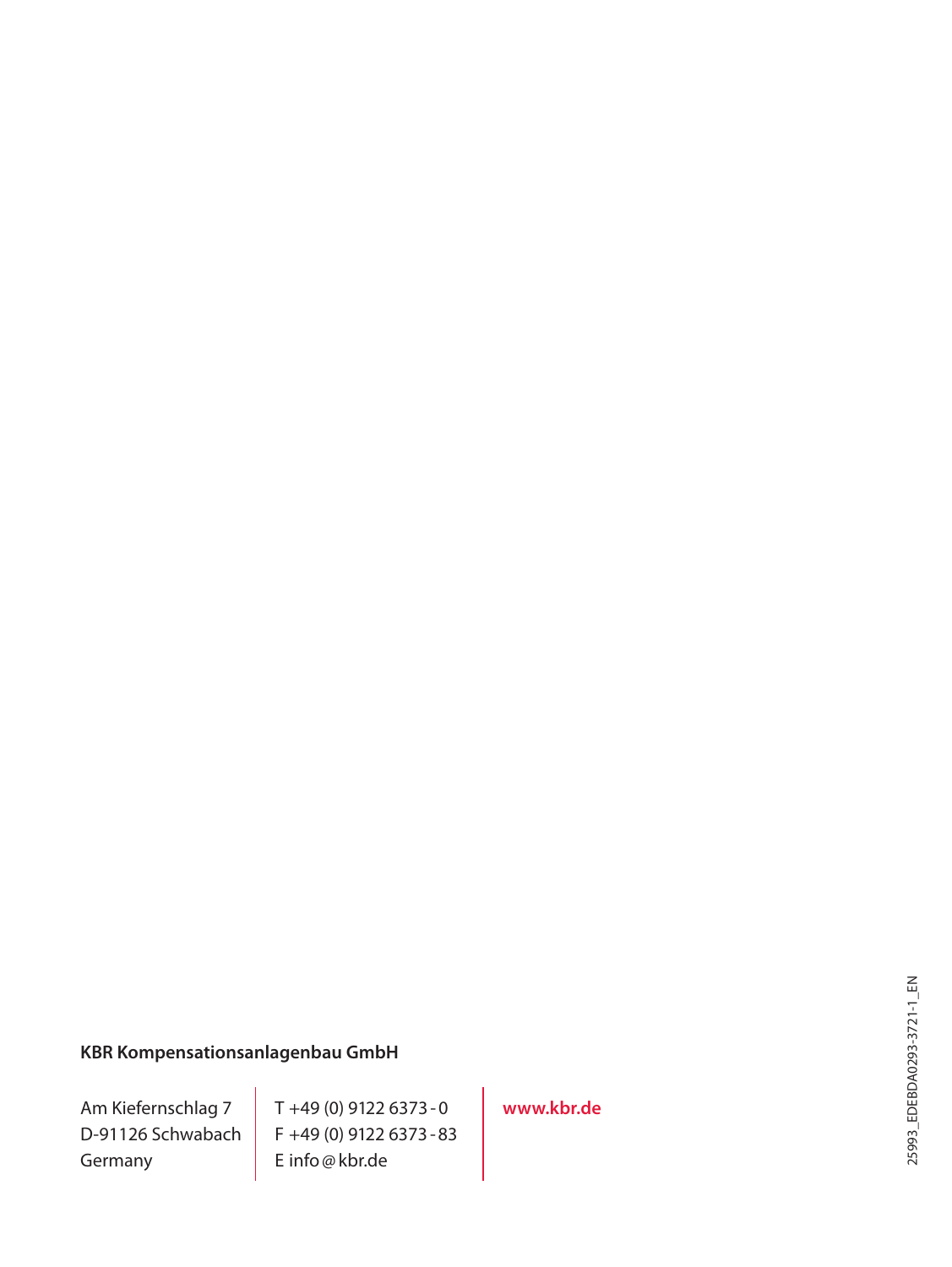**KBR Kompensationsanlagenbau GmbH**

Am Kiefernschlag 7
D-91126 Schwabach
Germany

T +49 (0) 9122 6373 - 0
F +49 (0) 9122 6373 - 83
E info@kbr.de

**www.kbr.de**

25993_EDEBDA0293-3721-1_EN